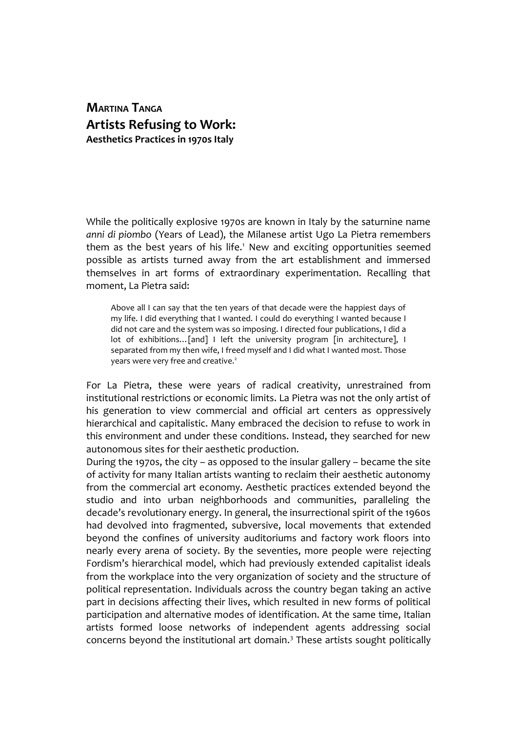**Martina Tanga**

# Artists Refusing to Work:

## Aesthetics Practices in 1970s Italy

While the politically explosive 1970s are known in Italy by the saturnine name *anni di piombo* (Years of Lead), the Milanese artist Ugo La Pietra remembers them as the best years of his life.[1] New and exciting opportunities seemed possible as artists turned away from the art establishment and immersed themselves in art forms of extraordinary experimentation. Recalling that moment, La Pietra said:

> Above all I can say that the ten years of that decade were the happiest days of my life. I did everything that I wanted. I could do everything I wanted because I did not care and the system was so imposing. I directed four publications, I did a lot of exhibitions…[and] I left the university program [in architecture], I separated from my then wife, I freed myself and I did what I wanted most. Those years were very free and creative.[2]

For La Pietra, these were years of radical creativity, unrestrained from institutional restrictions or economic limits. La Pietra was not the only artist of his generation to view commercial and official art centers as oppressively hierarchical and capitalistic. Many embraced the decision to refuse to work in this environment and under these conditions. Instead, they searched for new autonomous sites for their aesthetic production.

During the 1970s, the city – as opposed to the insular gallery – became the site of activity for many Italian artists wanting to reclaim their aesthetic autonomy from the commercial art economy. Aesthetic practices extended beyond the studio and into urban neighborhoods and communities, paralleling the decade's revolutionary energy. In general, the insurrectional spirit of the 1960s had devolved into fragmented, subversive, local movements that extended beyond the confines of university auditoriums and factory work floors into nearly every arena of society. By the seventies, more people were rejecting Fordism's hierarchical model, which had previously extended capitalist ideals from the workplace into the very organization of society and the structure of political representation. Individuals across the country began taking an active part in decisions affecting their lives, which resulted in new forms of political participation and alternative modes of identification. At the same time, Italian artists formed loose networks of independent agents addressing social concerns beyond the institutional art domain.[3] These artists sought politically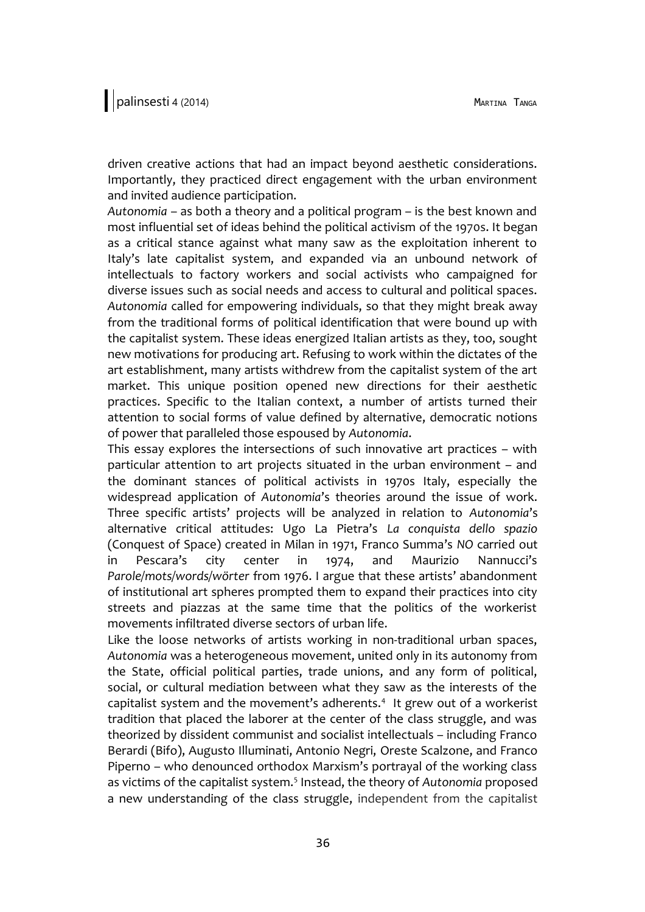driven creative actions that had an impact beyond aesthetic considerations. Importantly, they practiced direct engagement with the urban environment and invited audience participation.

*Autonomia* – as both a theory and a political program – is the best known and most influential set of ideas behind the political activism of the 1970s. It began as a critical stance against what many saw as the exploitation inherent to Italy's late capitalist system, and expanded via an unbound network of intellectuals to factory workers and social activists who campaigned for diverse issues such as social needs and access to cultural and political spaces. *Autonomia* called for empowering individuals, so that they might break away from the traditional forms of political identification that were bound up with the capitalist system. These ideas energized Italian artists as they, too, sought new motivations for producing art. Refusing to work within the dictates of the art establishment, many artists withdrew from the capitalist system of the art market. This unique position opened new directions for their aesthetic practices. Specific to the Italian context, a number of artists turned their attention to social forms of value defined by alternative, democratic notions of power that paralleled those espoused by *Autonomia*.

This essay explores the intersections of such innovative art practices – with particular attention to art projects situated in the urban environment – and the dominant stances of political activists in 1970s Italy, especially the widespread application of *Autonomia*'s theories around the issue of work. Three specific artists' projects will be analyzed in relation to *Autonomia*'s alternative critical attitudes: Ugo La Pietra's *La conquista dello spazio* (Conquest of Space) created in Milan in 1971, Franco Summa's *NO* carried out in Pescara's city center in 1974, and Maurizio Nannucci's *Parole/mots/words/wörter* from 1976. I argue that these artists' abandonment of institutional art spheres prompted them to expand their practices into city streets and piazzas at the same time that the politics of the workerist movements infiltrated diverse sectors of urban life.

Like the loose networks of artists working in non-traditional urban spaces, *Autonomia* was a heterogeneous movement, united only in its autonomy from the State, official political parties, trade unions, and any form of political, social, or cultural mediation between what they saw as the interests of the capitalist system and the movement's adherents.[4] It grew out of a workerist tradition that placed the laborer at the center of the class struggle, and was theorized by dissident communist and socialist intellectuals – including Franco Berardi (Bifo), Augusto Illuminati, Antonio Negri, Oreste Scalzone, and Franco Piperno – who denounced orthodox Marxism's portrayal of the working class as victims of the capitalist system.[5] Instead, the theory of *Autonomia* proposed a new understanding of the class struggle, independent from the capitalist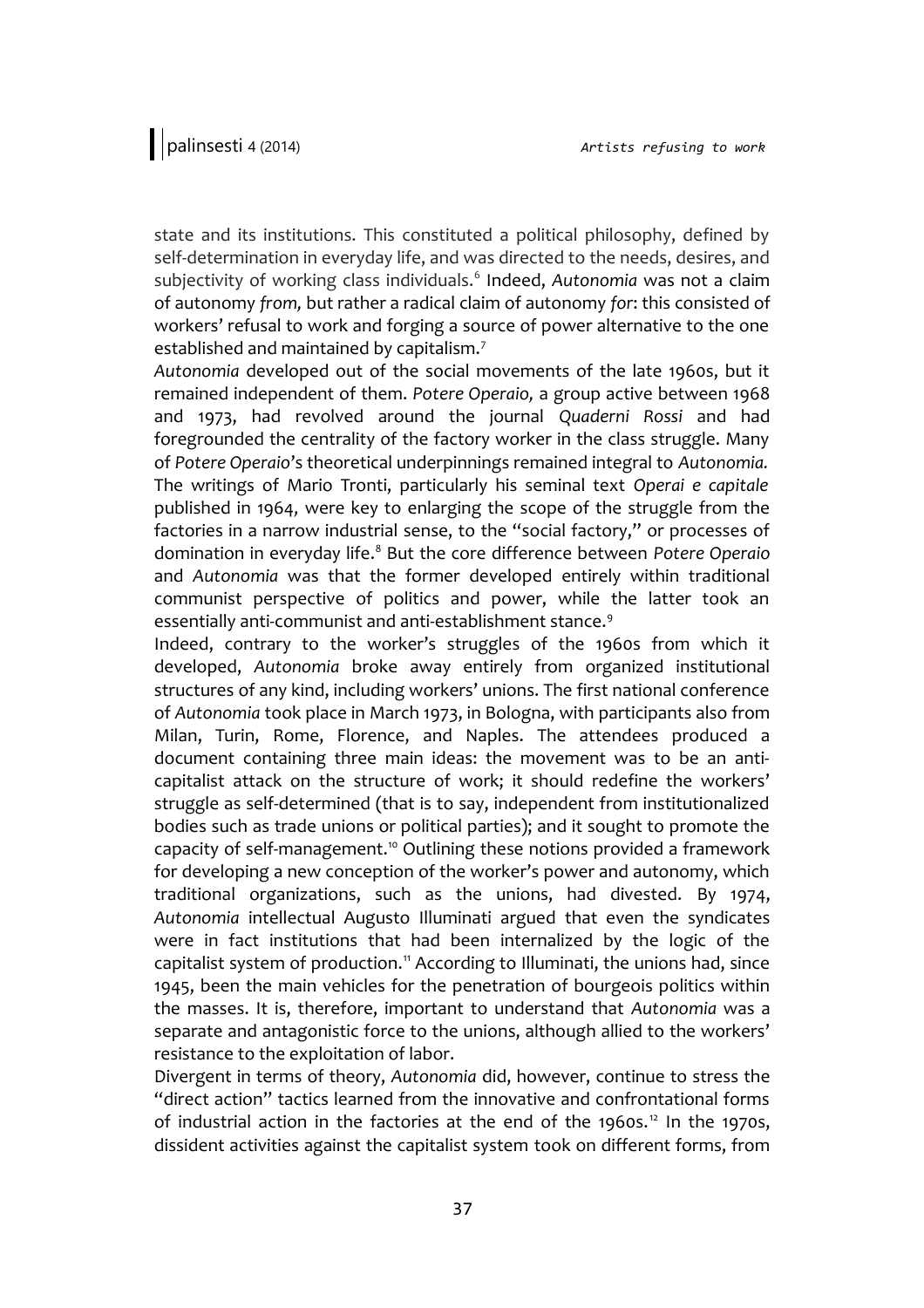state and its institutions. This constituted a political philosophy, defined by self-determination in everyday life, and was directed to the needs, desires, and subjectivity of working class individuals.[6] Indeed, *Autonomia* was not a claim of autonomy *from,* but rather a radical claim of autonomy *for*: this consisted of workers' refusal to work and forging a source of power alternative to the one established and maintained by capitalism.[7]

*Autonomia* developed out of the social movements of the late 1960s, but it remained independent of them. *Potere Operaio,* a group active between 1968 and 1973, had revolved around the journal *Quaderni Rossi* and had foregrounded the centrality of the factory worker in the class struggle. Many of *Potere Operaio*'s theoretical underpinnings remained integral to *Autonomia.* The writings of Mario Tronti, particularly his seminal text *Operai e capitale* published in 1964, were key to enlarging the scope of the struggle from the factories in a narrow industrial sense, to the "social factory," or processes of domination in everyday life.[8] But the core difference between *Potere Operaio* and *Autonomia* was that the former developed entirely within traditional communist perspective of politics and power, while the latter took an essentially anti-communist and anti-establishment stance.[9]

Indeed, contrary to the worker's struggles of the 1960s from which it developed, *Autonomia* broke away entirely from organized institutional structures of any kind, including workers' unions. The first national conference of *Autonomia* took place in March 1973, in Bologna, with participants also from Milan, Turin, Rome, Florence, and Naples. The attendees produced a document containing three main ideas: the movement was to be an anti-capitalist attack on the structure of work; it should redefine the workers' struggle as self-determined (that is to say, independent from institutionalized bodies such as trade unions or political parties); and it sought to promote the capacity of self-management.[10] Outlining these notions provided a framework for developing a new conception of the worker's power and autonomy, which traditional organizations, such as the unions, had divested. By 1974, *Autonomia* intellectual Augusto Illuminati argued that even the syndicates were in fact institutions that had been internalized by the logic of the capitalist system of production.[11] According to Illuminati, the unions had, since 1945, been the main vehicles for the penetration of bourgeois politics within the masses. It is, therefore, important to understand that *Autonomia* was a separate and antagonistic force to the unions, although allied to the workers' resistance to the exploitation of labor.

Divergent in terms of theory, *Autonomia* did, however, continue to stress the "direct action" tactics learned from the innovative and confrontational forms of industrial action in the factories at the end of the 1960s.[12] In the 1970s, dissident activities against the capitalist system took on different forms, from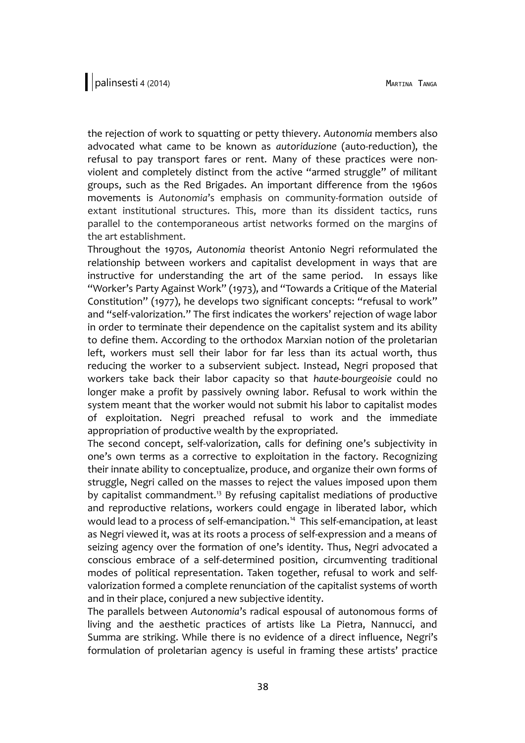the rejection of work to squatting or petty thievery. *Autonomia* members also advocated what came to be known as *autoriduzione* (auto-reduction), the refusal to pay transport fares or rent. Many of these practices were non-violent and completely distinct from the active "armed struggle" of militant groups, such as the Red Brigades. An important difference from the 1960s movements is *Autonomia*'s emphasis on community-formation outside of extant institutional structures. This, more than its dissident tactics, runs parallel to the contemporaneous artist networks formed on the margins of the art establishment.

Throughout the 1970s, *Autonomia* theorist Antonio Negri reformulated the relationship between workers and capitalist development in ways that are instructive for understanding the art of the same period. In essays like "Worker's Party Against Work" (1973), and "Towards a Critique of the Material Constitution" (1977), he develops two significant concepts: "refusal to work" and "self-valorization." The first indicates the workers' rejection of wage labor in order to terminate their dependence on the capitalist system and its ability to define them. According to the orthodox Marxian notion of the proletarian left, workers must sell their labor for far less than its actual worth, thus reducing the worker to a subservient subject. Instead, Negri proposed that workers take back their labor capacity so that *haute-bourgeoisie* could no longer make a profit by passively owning labor. Refusal to work within the system meant that the worker would not submit his labor to capitalist modes of exploitation. Negri preached refusal to work and the immediate appropriation of productive wealth by the expropriated.

The second concept, self-valorization, calls for defining one's subjectivity in one's own terms as a corrective to exploitation in the factory. Recognizing their innate ability to conceptualize, produce, and organize their own forms of struggle, Negri called on the masses to reject the values imposed upon them by capitalist commandment.[13] By refusing capitalist mediations of productive and reproductive relations, workers could engage in liberated labor, which would lead to a process of self-emancipation.[14] This self-emancipation, at least as Negri viewed it, was at its roots a process of self-expression and a means of seizing agency over the formation of one's identity. Thus, Negri advocated a conscious embrace of a self-determined position, circumventing traditional modes of political representation. Taken together, refusal to work and self-valorization formed a complete renunciation of the capitalist systems of worth and in their place, conjured a new subjective identity.

The parallels between *Autonomia*'s radical espousal of autonomous forms of living and the aesthetic practices of artists like La Pietra, Nannucci, and Summa are striking. While there is no evidence of a direct influence, Negri's formulation of proletarian agency is useful in framing these artists' practice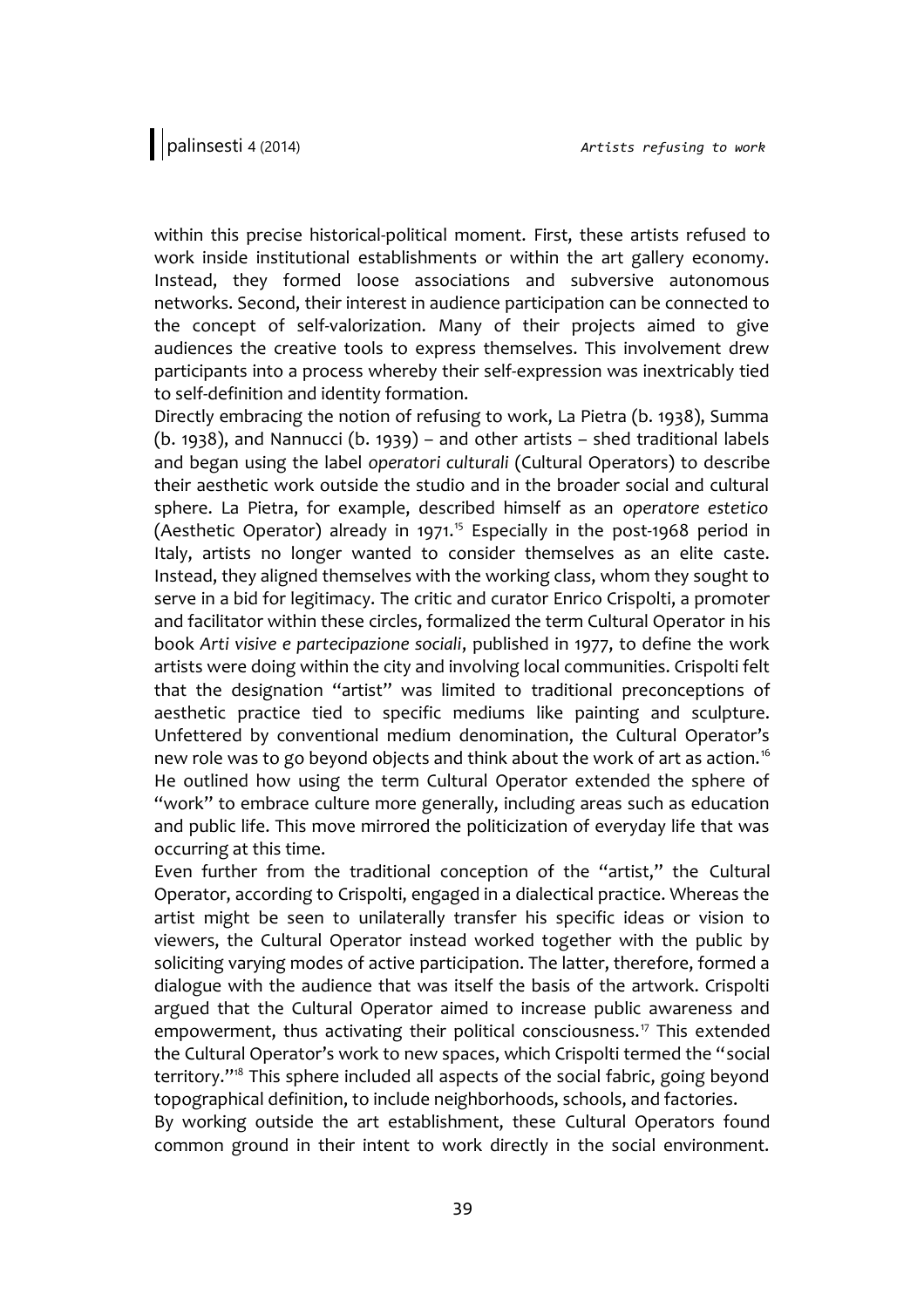within this precise historical-political moment. First, these artists refused to work inside institutional establishments or within the art gallery economy. Instead, they formed loose associations and subversive autonomous networks. Second, their interest in audience participation can be connected to the concept of self-valorization. Many of their projects aimed to give audiences the creative tools to express themselves. This involvement drew participants into a process whereby their self-expression was inextricably tied to self-definition and identity formation.

Directly embracing the notion of refusing to work, La Pietra (b. 1938), Summa (b. 1938), and Nannucci (b. 1939) – and other artists – shed traditional labels and began using the label *operatori culturali* (Cultural Operators) to describe their aesthetic work outside the studio and in the broader social and cultural sphere. La Pietra, for example, described himself as an *operatore estetico* (Aesthetic Operator) already in 1971.[15] Especially in the post-1968 period in Italy, artists no longer wanted to consider themselves as an elite caste. Instead, they aligned themselves with the working class, whom they sought to serve in a bid for legitimacy. The critic and curator Enrico Crispolti, a promoter and facilitator within these circles, formalized the term Cultural Operator in his book *Arti visive e partecipazione sociali*, published in 1977, to define the work artists were doing within the city and involving local communities. Crispolti felt that the designation "artist" was limited to traditional preconceptions of aesthetic practice tied to specific mediums like painting and sculpture. Unfettered by conventional medium denomination, the Cultural Operator's new role was to go beyond objects and think about the work of art as action.[16] He outlined how using the term Cultural Operator extended the sphere of "work" to embrace culture more generally, including areas such as education and public life. This move mirrored the politicization of everyday life that was occurring at this time.

Even further from the traditional conception of the "artist," the Cultural Operator, according to Crispolti, engaged in a dialectical practice. Whereas the artist might be seen to unilaterally transfer his specific ideas or vision to viewers, the Cultural Operator instead worked together with the public by soliciting varying modes of active participation. The latter, therefore, formed a dialogue with the audience that was itself the basis of the artwork. Crispolti argued that the Cultural Operator aimed to increase public awareness and empowerment, thus activating their political consciousness.[17] This extended the Cultural Operator's work to new spaces, which Crispolti termed the "social territory."[18] This sphere included all aspects of the social fabric, going beyond topographical definition, to include neighborhoods, schools, and factories.

By working outside the art establishment, these Cultural Operators found common ground in their intent to work directly in the social environment.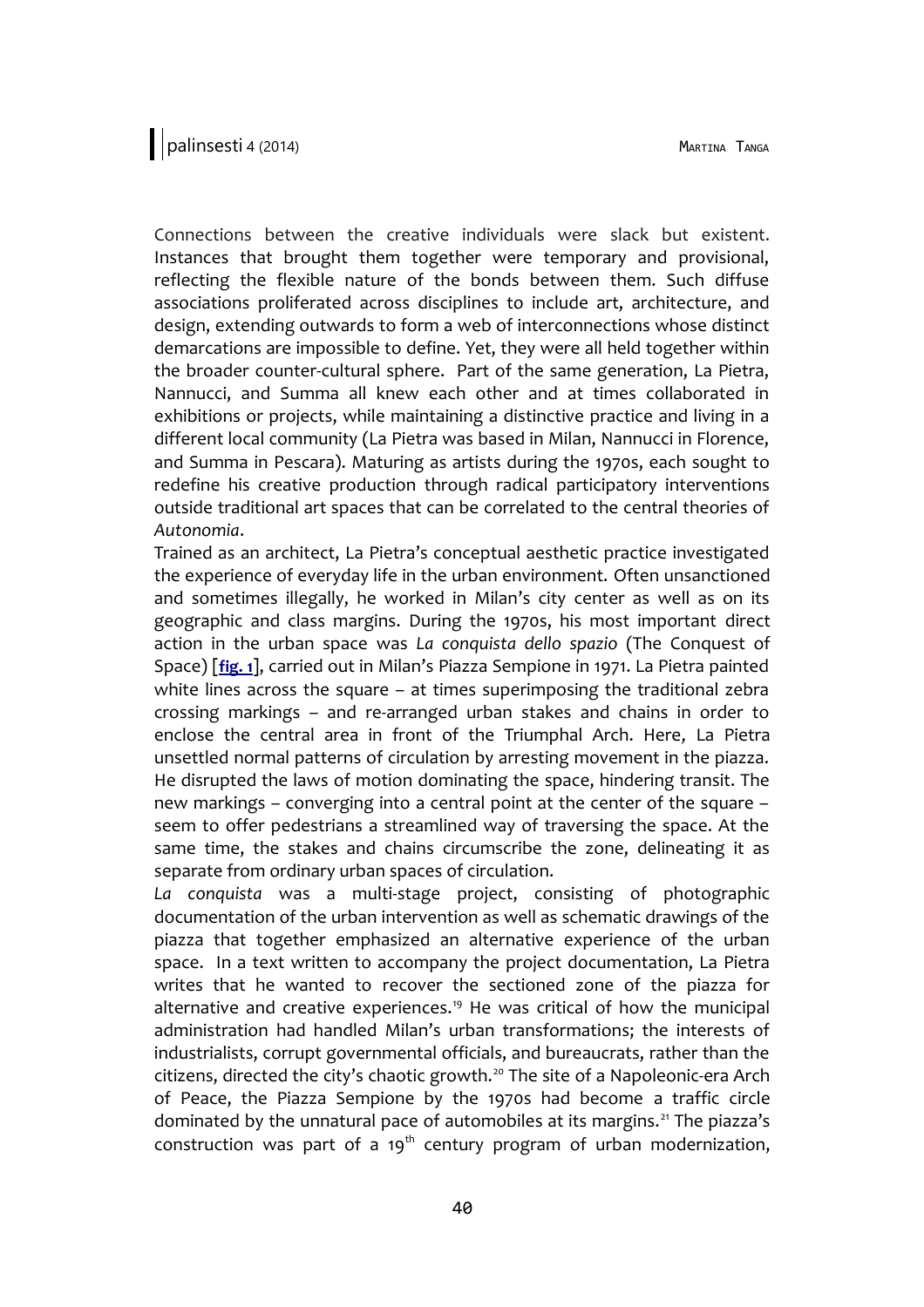Connections between the creative individuals were slack but existent. Instances that brought them together were temporary and provisional, reflecting the flexible nature of the bonds between them. Such diffuse associations proliferated across disciplines to include art, architecture, and design, extending outwards to form a web of interconnections whose distinct demarcations are impossible to define. Yet, they were all held together within the broader counter-cultural sphere. Part of the same generation, La Pietra, Nannucci, and Summa all knew each other and at times collaborated in exhibitions or projects, while maintaining a distinctive practice and living in a different local community (La Pietra was based in Milan, Nannucci in Florence, and Summa in Pescara). Maturing as artists during the 1970s, each sought to redefine his creative production through radical participatory interventions outside traditional art spaces that can be correlated to the central theories of *Autonomia*.

Trained as an architect, La Pietra's conceptual aesthetic practice investigated the experience of everyday life in the urban environment. Often unsanctioned and sometimes illegally, he worked in Milan's city center as well as on its geographic and class margins. During the 1970s, his most important direct action in the urban space was *La conquista dello spazio* (The Conquest of Space) [**fig. 1**], carried out in Milan's Piazza Sempione in 1971. La Pietra painted white lines across the square – at times superimposing the traditional zebra crossing markings – and re-arranged urban stakes and chains in order to enclose the central area in front of the Triumphal Arch. Here, La Pietra unsettled normal patterns of circulation by arresting movement in the piazza. He disrupted the laws of motion dominating the space, hindering transit. The new markings – converging into a central point at the center of the square – seem to offer pedestrians a streamlined way of traversing the space. At the same time, the stakes and chains circumscribe the zone, delineating it as separate from ordinary urban spaces of circulation.

*La conquista* was a multi-stage project, consisting of photographic documentation of the urban intervention as well as schematic drawings of the piazza that together emphasized an alternative experience of the urban space. In a text written to accompany the project documentation, La Pietra writes that he wanted to recover the sectioned zone of the piazza for alternative and creative experiences.[19] He was critical of how the municipal administration had handled Milan's urban transformations; the interests of industrialists, corrupt governmental officials, and bureaucrats, rather than the citizens, directed the city's chaotic growth.[20] The site of a Napoleonic-era Arch of Peace, the Piazza Sempione by the 1970s had become a traffic circle dominated by the unnatural pace of automobiles at its margins.[21] The piazza's construction was part of a 19th century program of urban modernization,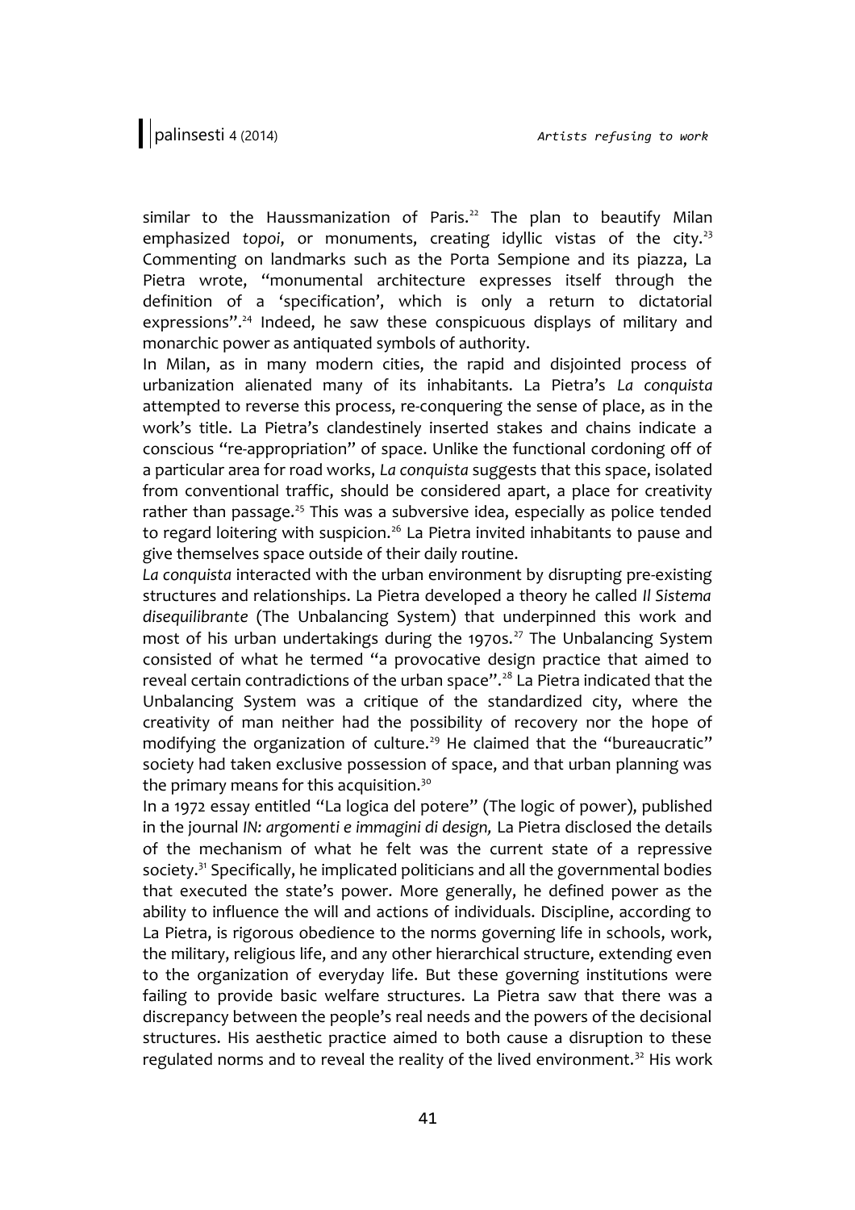similar to the Haussmanization of Paris.[22] The plan to beautify Milan emphasized *topoi*, or monuments, creating idyllic vistas of the city.[23] Commenting on landmarks such as the Porta Sempione and its piazza, La Pietra wrote, "monumental architecture expresses itself through the definition of a 'specification', which is only a return to dictatorial expressions".[24] Indeed, he saw these conspicuous displays of military and monarchic power as antiquated symbols of authority.

In Milan, as in many modern cities, the rapid and disjointed process of urbanization alienated many of its inhabitants. La Pietra's *La conquista* attempted to reverse this process, re-conquering the sense of place, as in the work's title. La Pietra's clandestinely inserted stakes and chains indicate a conscious "re-appropriation" of space. Unlike the functional cordoning off of a particular area for road works, *La conquista* suggests that this space, isolated from conventional traffic, should be considered apart, a place for creativity rather than passage.[25] This was a subversive idea, especially as police tended to regard loitering with suspicion.[26] La Pietra invited inhabitants to pause and give themselves space outside of their daily routine.

*La conquista* interacted with the urban environment by disrupting pre-existing structures and relationships. La Pietra developed a theory he called *Il Sistema disequilibrante* (The Unbalancing System) that underpinned this work and most of his urban undertakings during the 1970s.[27] The Unbalancing System consisted of what he termed "a provocative design practice that aimed to reveal certain contradictions of the urban space".[28] La Pietra indicated that the Unbalancing System was a critique of the standardized city, where the creativity of man neither had the possibility of recovery nor the hope of modifying the organization of culture.[29] He claimed that the "bureaucratic" society had taken exclusive possession of space, and that urban planning was the primary means for this acquisition.[30]

In a 1972 essay entitled "La logica del potere" (The logic of power), published in the journal *IN: argomenti e immagini di design,* La Pietra disclosed the details of the mechanism of what he felt was the current state of a repressive society.[31] Specifically, he implicated politicians and all the governmental bodies that executed the state's power. More generally, he defined power as the ability to influence the will and actions of individuals. Discipline, according to La Pietra, is rigorous obedience to the norms governing life in schools, work, the military, religious life, and any other hierarchical structure, extending even to the organization of everyday life. But these governing institutions were failing to provide basic welfare structures. La Pietra saw that there was a discrepancy between the people's real needs and the powers of the decisional structures. His aesthetic practice aimed to both cause a disruption to these regulated norms and to reveal the reality of the lived environment.[32] His work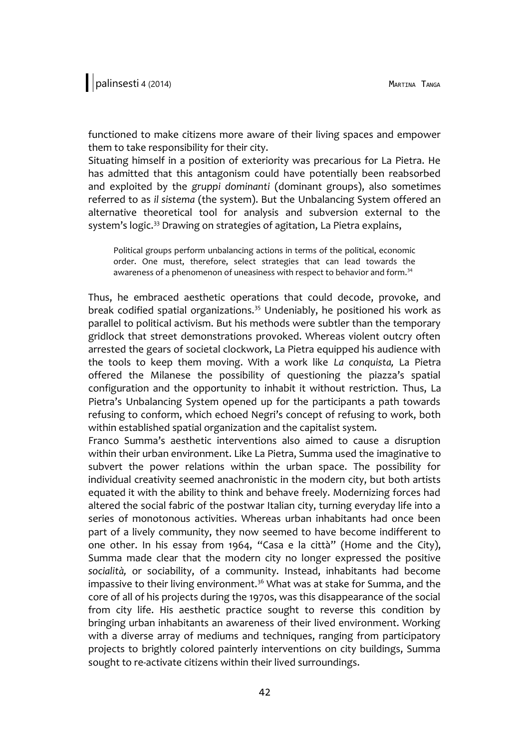functioned to make citizens more aware of their living spaces and empower them to take responsibility for their city.

Situating himself in a position of exteriority was precarious for La Pietra. He has admitted that this antagonism could have potentially been reabsorbed and exploited by the *gruppi dominanti* (dominant groups), also sometimes referred to as *il sistema* (the system). But the Unbalancing System offered an alternative theoretical tool for analysis and subversion external to the system's logic.[33] Drawing on strategies of agitation, La Pietra explains,

> Political groups perform unbalancing actions in terms of the political, economic order. One must, therefore, select strategies that can lead towards the awareness of a phenomenon of uneasiness with respect to behavior and form.[34]

Thus, he embraced aesthetic operations that could decode, provoke, and break codified spatial organizations.[35] Undeniably, he positioned his work as parallel to political activism. But his methods were subtler than the temporary gridlock that street demonstrations provoked. Whereas violent outcry often arrested the gears of societal clockwork, La Pietra equipped his audience with the tools to keep them moving. With a work like *La conquista,* La Pietra offered the Milanese the possibility of questioning the piazza's spatial configuration and the opportunity to inhabit it without restriction. Thus, La Pietra's Unbalancing System opened up for the participants a path towards refusing to conform, which echoed Negri's concept of refusing to work, both within established spatial organization and the capitalist system.

Franco Summa's aesthetic interventions also aimed to cause a disruption within their urban environment. Like La Pietra, Summa used the imaginative to subvert the power relations within the urban space. The possibility for individual creativity seemed anachronistic in the modern city, but both artists equated it with the ability to think and behave freely. Modernizing forces had altered the social fabric of the postwar Italian city, turning everyday life into a series of monotonous activities. Whereas urban inhabitants had once been part of a lively community, they now seemed to have become indifferent to one other. In his essay from 1964, "Casa e la città" (Home and the City), Summa made clear that the modern city no longer expressed the positive *socialità,* or sociability, of a community. Instead, inhabitants had become impassive to their living environment.[36] What was at stake for Summa, and the core of all of his projects during the 1970s, was this disappearance of the social from city life. His aesthetic practice sought to reverse this condition by bringing urban inhabitants an awareness of their lived environment. Working with a diverse array of mediums and techniques, ranging from participatory projects to brightly colored painterly interventions on city buildings, Summa sought to re-activate citizens within their lived surroundings.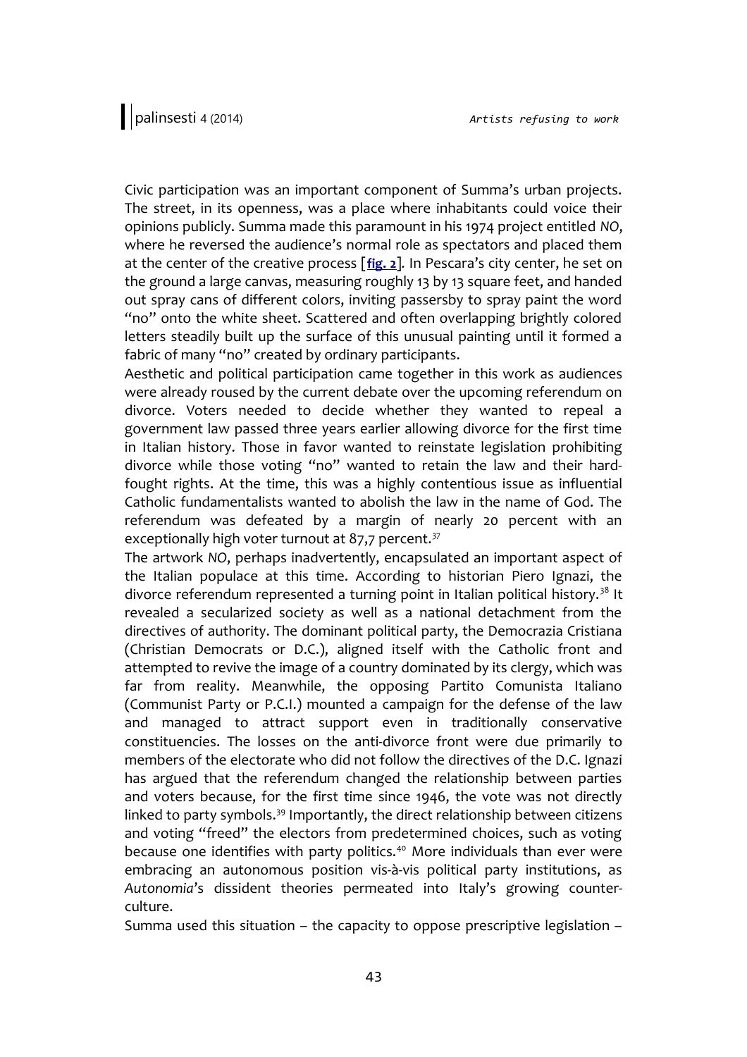Civic participation was an important component of Summa's urban projects. The street, in its openness, was a place where inhabitants could voice their opinions publicly. Summa made this paramount in his 1974 project entitled *NO*, where he reversed the audience's normal role as spectators and placed them at the center of the creative process [**fig. 2**]. In Pescara's city center, he set on the ground a large canvas, measuring roughly 13 by 13 square feet, and handed out spray cans of different colors, inviting passersby to spray paint the word "no" onto the white sheet. Scattered and often overlapping brightly colored letters steadily built up the surface of this unusual painting until it formed a fabric of many "no" created by ordinary participants.

Aesthetic and political participation came together in this work as audiences were already roused by the current debate over the upcoming referendum on divorce. Voters needed to decide whether they wanted to repeal a government law passed three years earlier allowing divorce for the first time in Italian history. Those in favor wanted to reinstate legislation prohibiting divorce while those voting "no" wanted to retain the law and their hard-fought rights. At the time, this was a highly contentious issue as influential Catholic fundamentalists wanted to abolish the law in the name of God. The referendum was defeated by a margin of nearly 20 percent with an exceptionally high voter turnout at 87,7 percent.[37]

The artwork *NO*, perhaps inadvertently, encapsulated an important aspect of the Italian populace at this time. According to historian Piero Ignazi, the divorce referendum represented a turning point in Italian political history.[38] It revealed a secularized society as well as a national detachment from the directives of authority. The dominant political party, the Democrazia Cristiana (Christian Democrats or D.C.), aligned itself with the Catholic front and attempted to revive the image of a country dominated by its clergy, which was far from reality. Meanwhile, the opposing Partito Comunista Italiano (Communist Party or P.C.I.) mounted a campaign for the defense of the law and managed to attract support even in traditionally conservative constituencies. The losses on the anti-divorce front were due primarily to members of the electorate who did not follow the directives of the D.C. Ignazi has argued that the referendum changed the relationship between parties and voters because, for the first time since 1946, the vote was not directly linked to party symbols.[39] Importantly, the direct relationship between citizens and voting "freed" the electors from predetermined choices, such as voting because one identifies with party politics.[40] More individuals than ever were embracing an autonomous position vis-à-vis political party institutions, as *Autonomia*'s dissident theories permeated into Italy's growing counter-culture.

Summa used this situation – the capacity to oppose prescriptive legislation –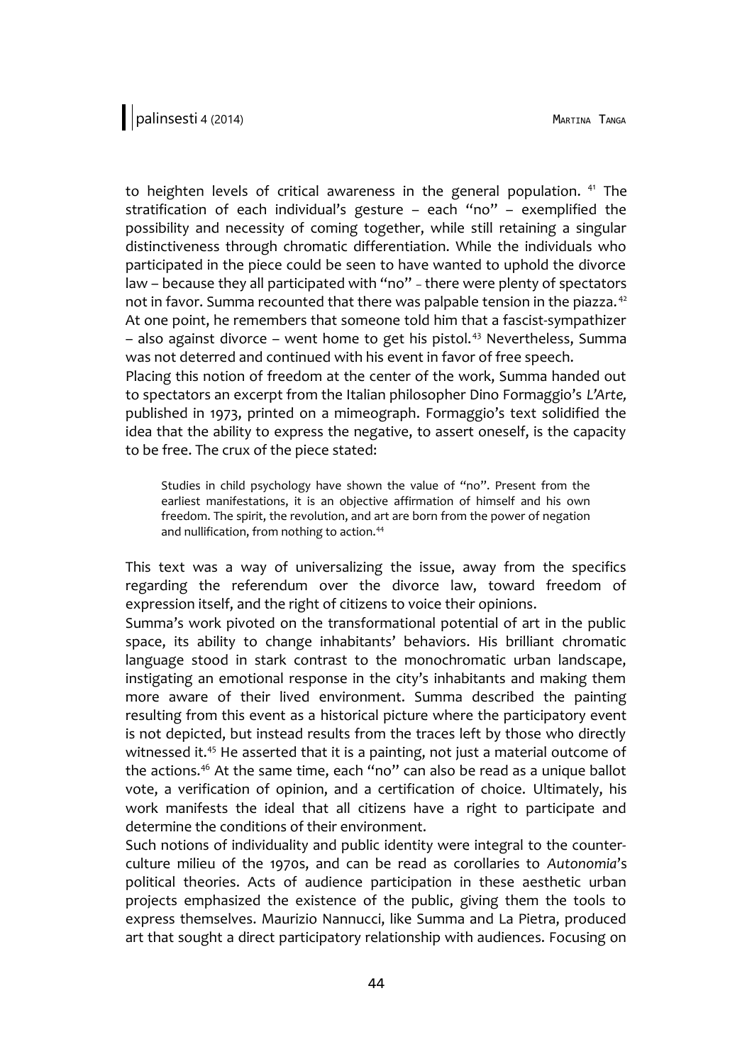to heighten levels of critical awareness in the general population. [41] The stratification of each individual's gesture – each "no" – exemplified the possibility and necessity of coming together, while still retaining a singular distinctiveness through chromatic differentiation. While the individuals who participated in the piece could be seen to have wanted to uphold the divorce law – because they all participated with "no" – there were plenty of spectators not in favor. Summa recounted that there was palpable tension in the piazza. [42] At one point, he remembers that someone told him that a fascist-sympathizer – also against divorce – went home to get his pistol. [43] Nevertheless, Summa was not deterred and continued with his event in favor of free speech.

Placing this notion of freedom at the center of the work, Summa handed out to spectators an excerpt from the Italian philosopher Dino Formaggio's *L'Arte,* published in 1973, printed on a mimeograph. Formaggio's text solidified the idea that the ability to express the negative, to assert oneself, is the capacity to be free. The crux of the piece stated:

> Studies in child psychology have shown the value of "no". Present from the earliest manifestations, it is an objective affirmation of himself and his own freedom. The spirit, the revolution, and art are born from the power of negation and nullification, from nothing to action. [44]

This text was a way of universalizing the issue, away from the specifics regarding the referendum over the divorce law, toward freedom of expression itself, and the right of citizens to voice their opinions.

Summa's work pivoted on the transformational potential of art in the public space, its ability to change inhabitants' behaviors. His brilliant chromatic language stood in stark contrast to the monochromatic urban landscape, instigating an emotional response in the city's inhabitants and making them more aware of their lived environment. Summa described the painting resulting from this event as a historical picture where the participatory event is not depicted, but instead results from the traces left by those who directly witnessed it. [45] He asserted that it is a painting, not just a material outcome of the actions. [46] At the same time, each "no" can also be read as a unique ballot vote, a verification of opinion, and a certification of choice. Ultimately, his work manifests the ideal that all citizens have a right to participate and determine the conditions of their environment.

Such notions of individuality and public identity were integral to the counter-culture milieu of the 1970s, and can be read as corollaries to *Autonomia*'s political theories. Acts of audience participation in these aesthetic urban projects emphasized the existence of the public, giving them the tools to express themselves. Maurizio Nannucci, like Summa and La Pietra, produced art that sought a direct participatory relationship with audiences. Focusing on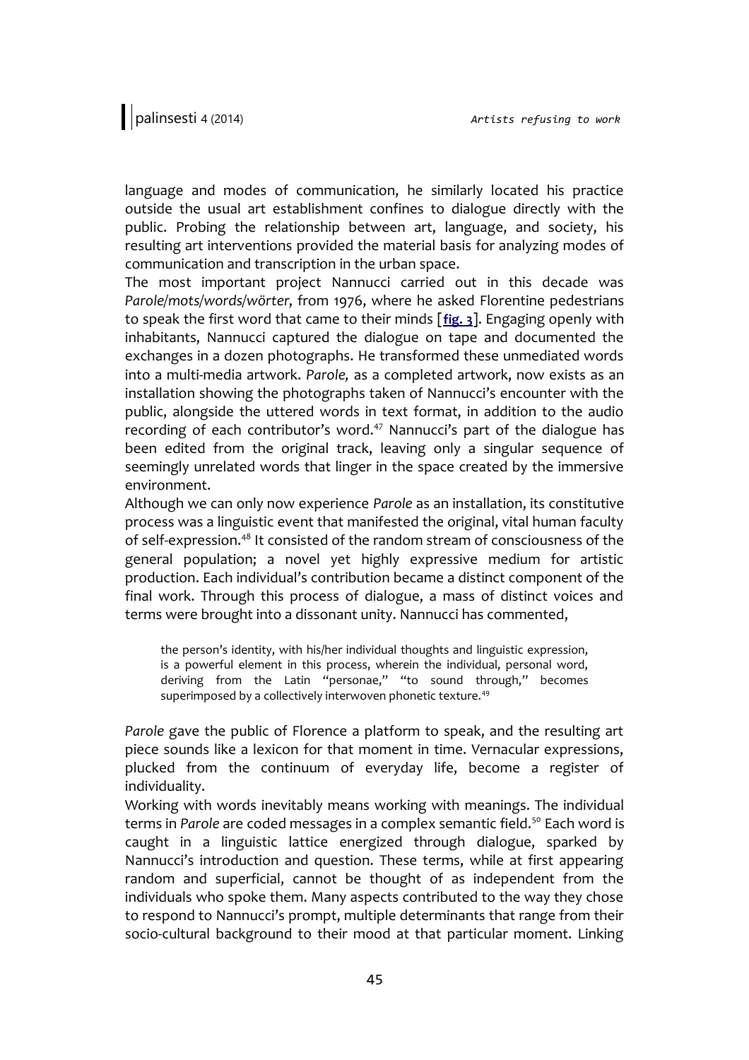language and modes of communication, he similarly located his practice outside the usual art establishment confines to dialogue directly with the public. Probing the relationship between art, language, and society, his resulting art interventions provided the material basis for analyzing modes of communication and transcription in the urban space.

The most important project Nannucci carried out in this decade was *Parole/mots/words/wörter*, from 1976, where he asked Florentine pedestrians to speak the first word that came to their minds [**fig. 3**]. Engaging openly with inhabitants, Nannucci captured the dialogue on tape and documented the exchanges in a dozen photographs. He transformed these unmediated words into a multi-media artwork. *Parole,* as a completed artwork, now exists as an installation showing the photographs taken of Nannucci's encounter with the public, alongside the uttered words in text format, in addition to the audio recording of each contributor's word.[47] Nannucci's part of the dialogue has been edited from the original track, leaving only a singular sequence of seemingly unrelated words that linger in the space created by the immersive environment.

Although we can only now experience *Parole* as an installation, its constitutive process was a linguistic event that manifested the original, vital human faculty of self-expression.[48] It consisted of the random stream of consciousness of the general population; a novel yet highly expressive medium for artistic production. Each individual's contribution became a distinct component of the final work. Through this process of dialogue, a mass of distinct voices and terms were brought into a dissonant unity. Nannucci has commented,

> the person's identity, with his/her individual thoughts and linguistic expression, is a powerful element in this process, wherein the individual, personal word, deriving from the Latin "personae," "to sound through," becomes superimposed by a collectively interwoven phonetic texture.[49]

*Parole* gave the public of Florence a platform to speak, and the resulting art piece sounds like a lexicon for that moment in time. Vernacular expressions, plucked from the continuum of everyday life, become a register of individuality.

Working with words inevitably means working with meanings. The individual terms in *Parole* are coded messages in a complex semantic field.[50] Each word is caught in a linguistic lattice energized through dialogue, sparked by Nannucci's introduction and question. These terms, while at first appearing random and superficial, cannot be thought of as independent from the individuals who spoke them. Many aspects contributed to the way they chose to respond to Nannucci's prompt, multiple determinants that range from their socio-cultural background to their mood at that particular moment. Linking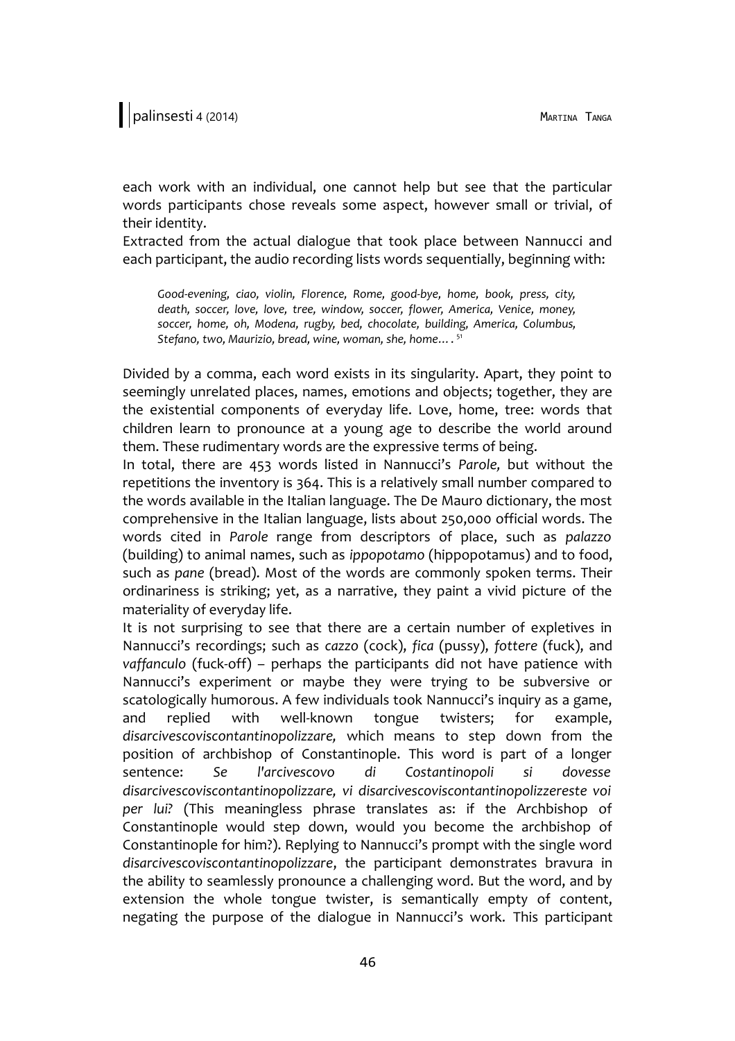each work with an individual, one cannot help but see that the particular words participants chose reveals some aspect, however small or trivial, of their identity.

Extracted from the actual dialogue that took place between Nannucci and each participant, the audio recording lists words sequentially, beginning with:

> *Good-evening, ciao, violin, Florence, Rome, good-bye, home, book, press, city, death, soccer, love, love, tree, window, soccer, flower, America, Venice, money, soccer, home, oh, Modena, rugby, bed, chocolate, building, America, Columbus, Stefano, two, Maurizio, bread, wine, woman, she, home… .* [51]

Divided by a comma, each word exists in its singularity. Apart, they point to seemingly unrelated places, names, emotions and objects; together, they are the existential components of everyday life. Love, home, tree: words that children learn to pronounce at a young age to describe the world around them. These rudimentary words are the expressive terms of being.

In total, there are 453 words listed in Nannucci's *Parole,* but without the repetitions the inventory is 364. This is a relatively small number compared to the words available in the Italian language. The De Mauro dictionary, the most comprehensive in the Italian language, lists about 250,000 official words. The words cited in *Parole* range from descriptors of place, such as *palazzo* (building) to animal names, such as *ippopotamo* (hippopotamus) and to food, such as *pane* (bread). Most of the words are commonly spoken terms. Their ordinariness is striking; yet, as a narrative, they paint a vivid picture of the materiality of everyday life.

It is not surprising to see that there are a certain number of expletives in Nannucci's recordings; such as *cazzo* (cock), *fica* (pussy), *fottere* (fuck), and *vaffanculo* (fuck-off) – perhaps the participants did not have patience with Nannucci's experiment or maybe they were trying to be subversive or scatologically humorous. A few individuals took Nannucci's inquiry as a game, and replied with well-known tongue twisters; for example, *disarcivescoviscontantinopolizzare,* which means to step down from the position of archbishop of Constantinople. This word is part of a longer sentence: *Se l'arcivescovo di Costantinopoli si dovesse disarcivescoviscontantinopolizzare, vi disarcivescoviscontantinopolizzereste voi per lui?* (This meaningless phrase translates as: if the Archbishop of Constantinople would step down, would you become the archbishop of Constantinople for him?). Replying to Nannucci's prompt with the single word *disarcivescoviscontantinopolizzare*, the participant demonstrates bravura in the ability to seamlessly pronounce a challenging word. But the word, and by extension the whole tongue twister, is semantically empty of content, negating the purpose of the dialogue in Nannucci's work. This participant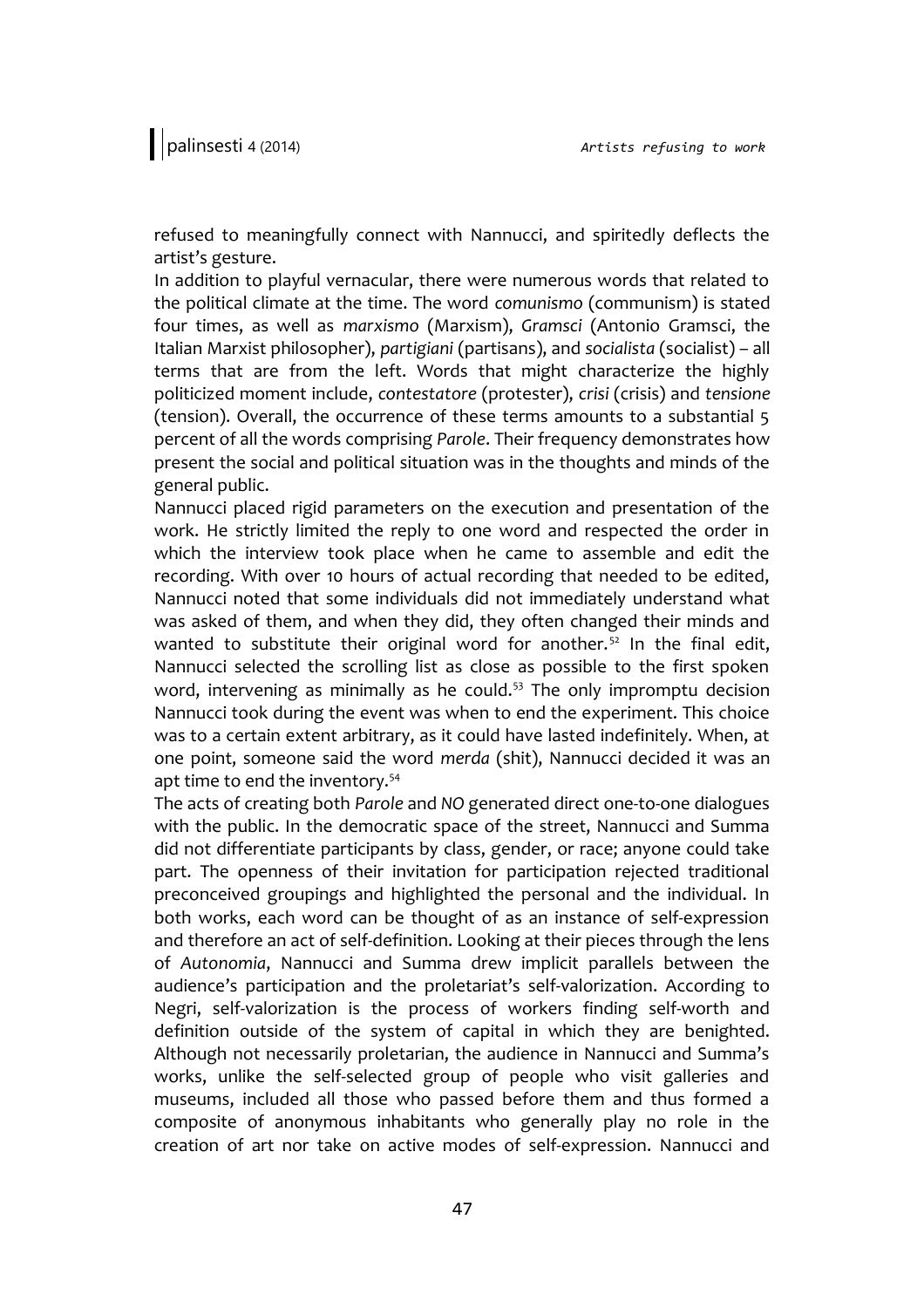refused to meaningfully connect with Nannucci, and spiritedly deflects the artist's gesture.

In addition to playful vernacular, there were numerous words that related to the political climate at the time. The word *comunismo* (communism) is stated four times, as well as *marxismo* (Marxism), *Gramsci* (Antonio Gramsci, the Italian Marxist philosopher), *partigiani* (partisans), and *socialista* (socialist) – all terms that are from the left. Words that might characterize the highly politicized moment include, *contestatore* (protester), *crisi* (crisis) and *tensione* (tension). Overall, the occurrence of these terms amounts to a substantial 5 percent of all the words comprising *Parole*. Their frequency demonstrates how present the social and political situation was in the thoughts and minds of the general public.

Nannucci placed rigid parameters on the execution and presentation of the work. He strictly limited the reply to one word and respected the order in which the interview took place when he came to assemble and edit the recording. With over 10 hours of actual recording that needed to be edited, Nannucci noted that some individuals did not immediately understand what was asked of them, and when they did, they often changed their minds and wanted to substitute their original word for another.[52] In the final edit, Nannucci selected the scrolling list as close as possible to the first spoken word, intervening as minimally as he could.[53] The only impromptu decision Nannucci took during the event was when to end the experiment. This choice was to a certain extent arbitrary, as it could have lasted indefinitely. When, at one point, someone said the word *merda* (shit), Nannucci decided it was an apt time to end the inventory.[54]

The acts of creating both *Parole* and *NO* generated direct one-to-one dialogues with the public. In the democratic space of the street, Nannucci and Summa did not differentiate participants by class, gender, or race; anyone could take part. The openness of their invitation for participation rejected traditional preconceived groupings and highlighted the personal and the individual. In both works, each word can be thought of as an instance of self-expression and therefore an act of self-definition. Looking at their pieces through the lens of *Autonomia*, Nannucci and Summa drew implicit parallels between the audience's participation and the proletariat's self-valorization. According to Negri, self-valorization is the process of workers finding self-worth and definition outside of the system of capital in which they are benighted. Although not necessarily proletarian, the audience in Nannucci and Summa's works, unlike the self-selected group of people who visit galleries and museums, included all those who passed before them and thus formed a composite of anonymous inhabitants who generally play no role in the creation of art nor take on active modes of self-expression. Nannucci and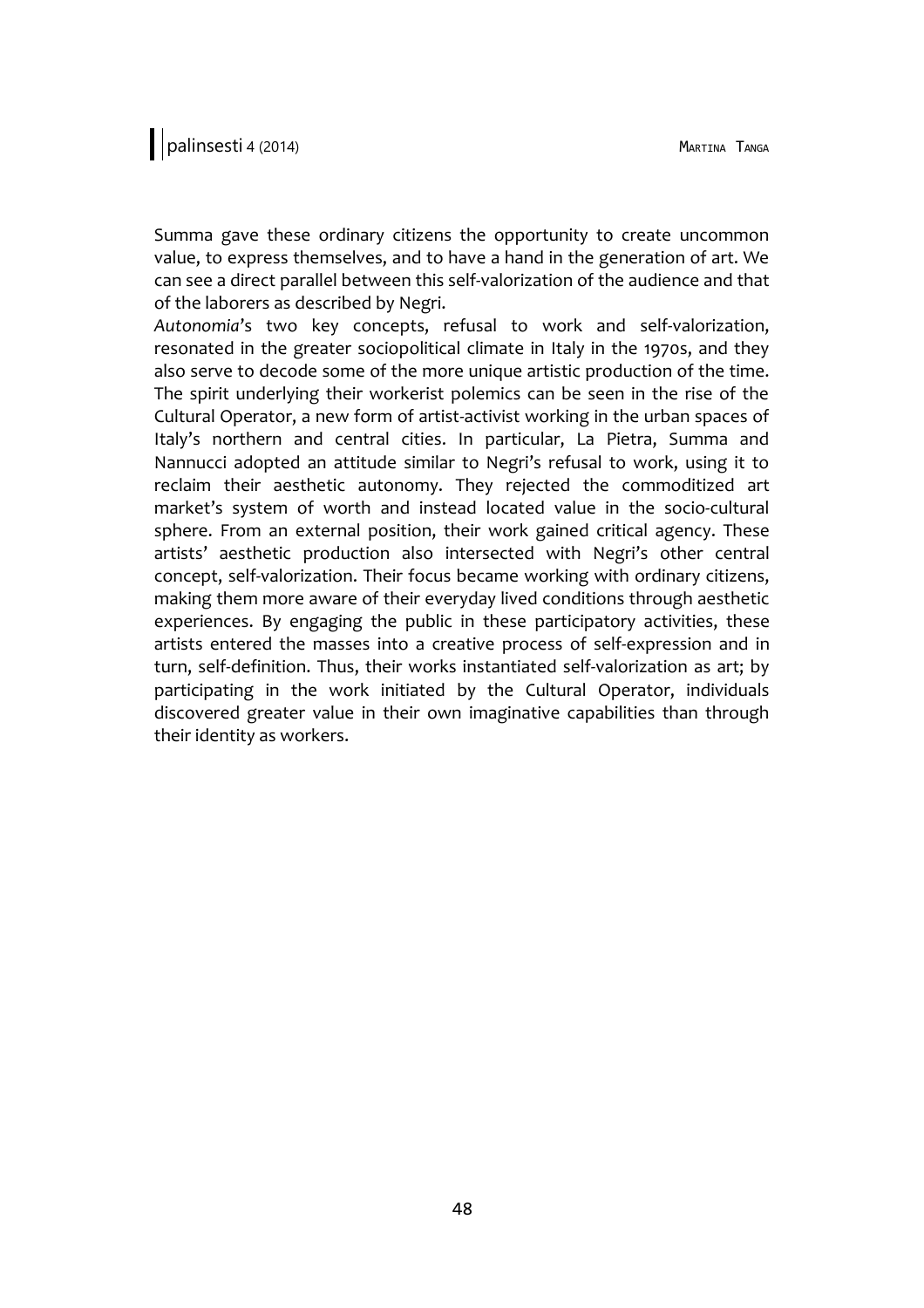Summa gave these ordinary citizens the opportunity to create uncommon value, to express themselves, and to have a hand in the generation of art. We can see a direct parallel between this self-valorization of the audience and that of the laborers as described by Negri.

*Autonomia*'s two key concepts, refusal to work and self-valorization, resonated in the greater sociopolitical climate in Italy in the 1970s, and they also serve to decode some of the more unique artistic production of the time. The spirit underlying their workerist polemics can be seen in the rise of the Cultural Operator, a new form of artist-activist working in the urban spaces of Italy's northern and central cities. In particular, La Pietra, Summa and Nannucci adopted an attitude similar to Negri's refusal to work, using it to reclaim their aesthetic autonomy. They rejected the commoditized art market's system of worth and instead located value in the socio-cultural sphere. From an external position, their work gained critical agency. These artists' aesthetic production also intersected with Negri's other central concept, self-valorization. Their focus became working with ordinary citizens, making them more aware of their everyday lived conditions through aesthetic experiences. By engaging the public in these participatory activities, these artists entered the masses into a creative process of self-expression and in turn, self-definition. Thus, their works instantiated self-valorization as art; by participating in the work initiated by the Cultural Operator, individuals discovered greater value in their own imaginative capabilities than through their identity as workers.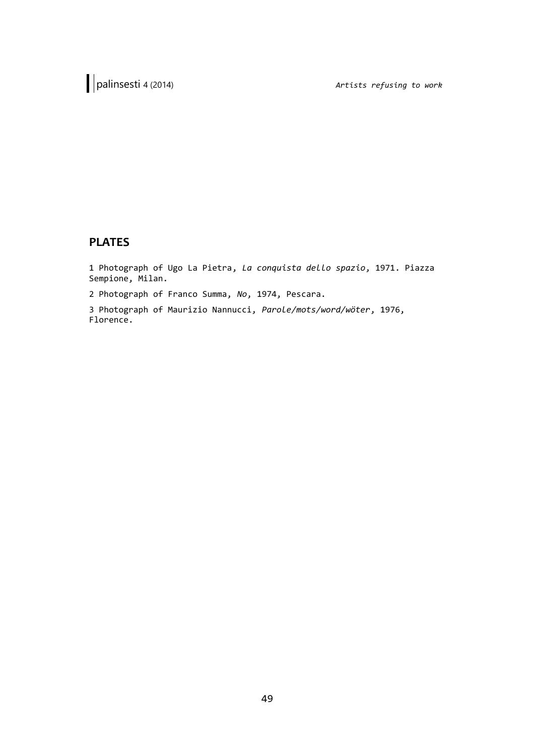## PLATES

1 Photograph of Ugo La Pietra, *La conquista dello spazio*, 1971. Piazza Sempione, Milan.

2 Photograph of Franco Summa, *No*, 1974, Pescara.

3 Photograph of Maurizio Nannucci, *Parole/mots/word/wöter*, 1976, Florence.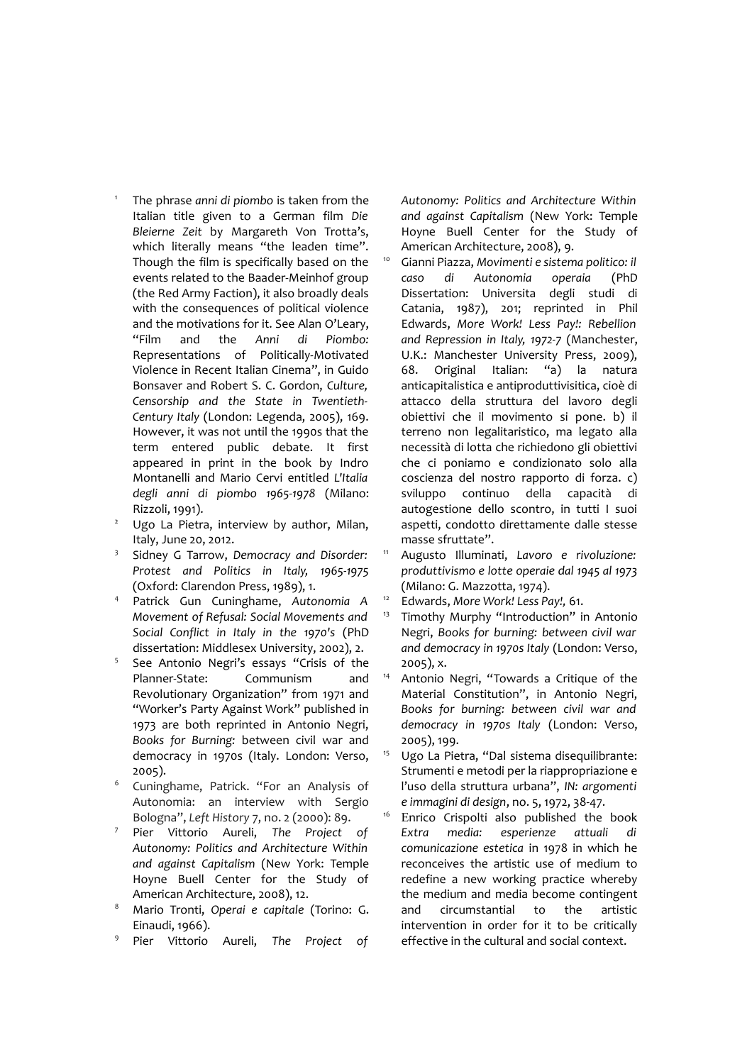1. The phrase *anni di piombo* is taken from the Italian title given to a German film *Die Bleierne Zeit* by Margareth Von Trotta's, which literally means "the leaden time". Though the film is specifically based on the events related to the Baader-Meinhof group (the Red Army Faction), it also broadly deals with the consequences of political violence and the motivations for it. See Alan O'Leary, "Film and the *Anni di Piombo:* Representations of Politically-Motivated Violence in Recent Italian Cinema", in Guido Bonsaver and Robert S. C. Gordon, *Culture, Censorship and the State in Twentieth-Century Italy* (London: Legenda, 2005), 169. However, it was not until the 1990s that the term entered public debate. It first appeared in print in the book by Indro Montanelli and Mario Cervi entitled *L'Italia degli anni di piombo 1965-1978* (Milano: Rizzoli, 1991).
2. Ugo La Pietra, interview by author, Milan, Italy, June 20, 2012.
3. Sidney G Tarrow, *Democracy and Disorder: Protest and Politics in Italy, 1965-1975* (Oxford: Clarendon Press, 1989), 1.
4. Patrick Gun Cuninghame, *Autonomia A Movement of Refusal: Social Movements and Social Conflict in Italy in the 1970's* (PhD dissertation: Middlesex University, 2002), 2.
5. See Antonio Negri's essays "Crisis of the Planner-State: Communism and Revolutionary Organization" from 1971 and "Worker's Party Against Work" published in 1973 are both reprinted in Antonio Negri, *Books for Burning:* between civil war and democracy in 1970s (Italy. London: Verso, 2005).
6. Cuninghame, Patrick. "For an Analysis of Autonomia: an interview with Sergio Bologna", *Left History* 7, no. 2 (2000): 89.
7. Pier Vittorio Aureli, *The Project of Autonomy: Politics and Architecture Within and against Capitalism* (New York: Temple Hoyne Buell Center for the Study of American Architecture, 2008), 12.
8. Mario Tronti, *Operai e capitale* (Torino: G. Einaudi, 1966).
9. Pier Vittorio Aureli, *The Project of Autonomy: Politics and Architecture Within and against Capitalism* (New York: Temple Hoyne Buell Center for the Study of American Architecture, 2008), 9.
10. Gianni Piazza, *Movimenti e sistema politico: il caso di Autonomia operaia* (PhD Dissertation: Universita degli studi di Catania, 1987), 201; reprinted in Phil Edwards, *More Work! Less Pay!: Rebellion and Repression in Italy, 1972-7* (Manchester, U.K.: Manchester University Press, 2009), 68. Original Italian: "a) la natura anticapitalistica e antiproduttivisitica, cioè di attacco della struttura del lavoro degli obiettivi che il movimento si pone. b) il terreno non legalitaristico, ma legato alla necessità di lotta che richiedono gli obiettivi che ci poniamo e condizionato solo alla coscienza del nostro rapporto di forza. c) sviluppo continuo della capacità di autogestione dello scontro, in tutti I suoi aspetti, condotto direttamente dalle stesse masse sfruttate".
11. Augusto Illuminati, *Lavoro e rivoluzione: produttivismo e lotte operaie dal 1945 al 1973* (Milano: G. Mazzotta, 1974).
12. Edwards, *More Work! Less Pay!,* 61.
13. Timothy Murphy "Introduction" in Antonio Negri, *Books for burning: between civil war and democracy in 1970s Italy* (London: Verso, 2005), x.
14. Antonio Negri, "Towards a Critique of the Material Constitution", in Antonio Negri, *Books for burning: between civil war and democracy in 1970s Italy* (London: Verso, 2005), 199.
15. Ugo La Pietra, "Dal sistema disequilibrante: Strumenti e metodi per la riappropriazione e l'uso della struttura urbana", *IN: argomenti e immagini di design*, no. 5, 1972, 38-47.
16. Enrico Crispolti also published the book *Extra media: esperienze attuali di comunicazione estetica* in 1978 in which he reconceives the artistic use of medium to redefine a new working practice whereby the medium and media become contingent and circumstantial to the artistic intervention in order for it to be critically effective in the cultural and social context.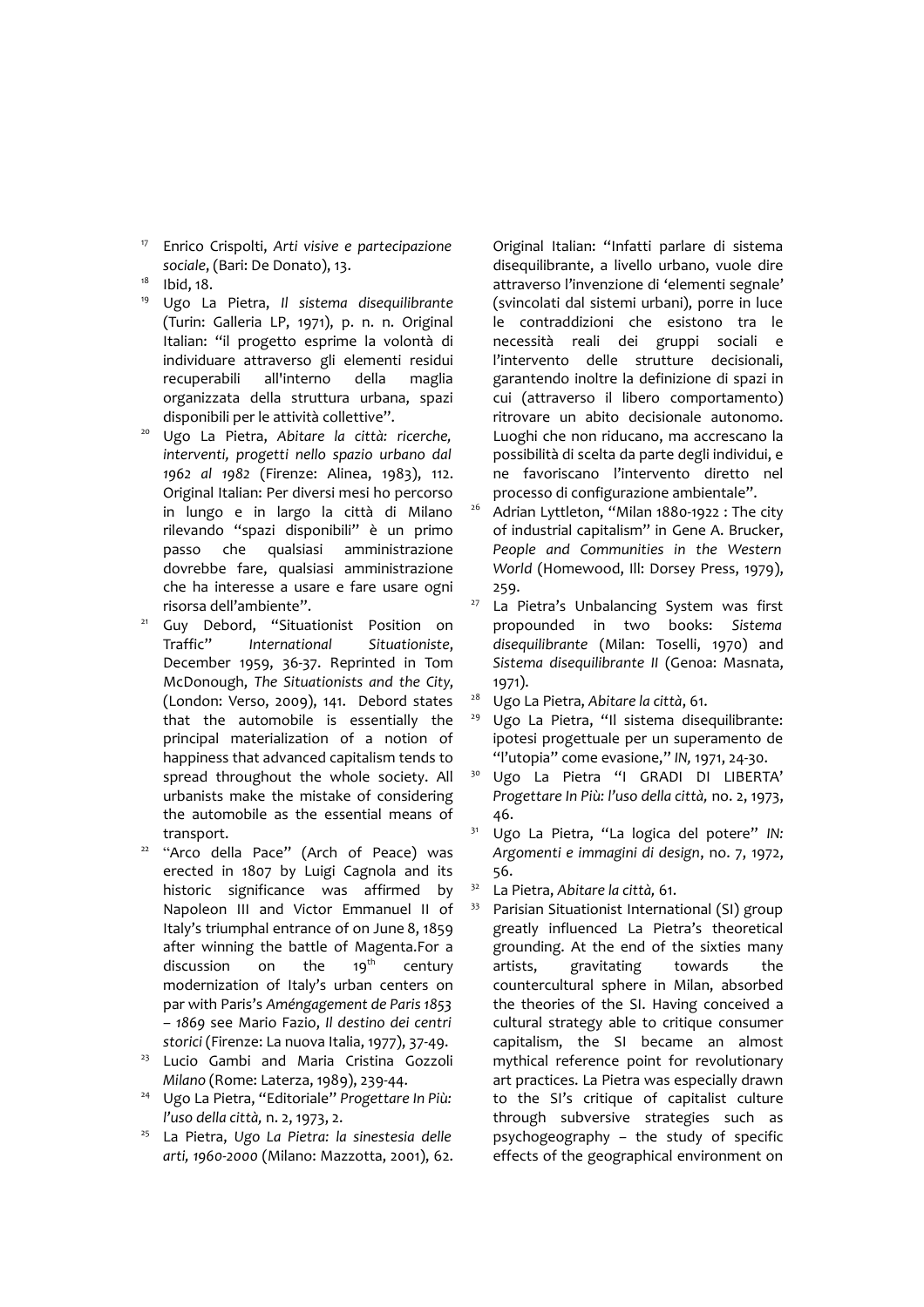17 Enrico Crispolti, *Arti visive e partecipazione sociale*, (Bari: De Donato), 13.

18 Ibid, 18.

19 Ugo La Pietra, *Il sistema disequilibrante* (Turin: Galleria LP, 1971), p. n. n. Original Italian: "il progetto esprime la volontà di individuare attraverso gli elementi residui recuperabili all'interno della maglia organizzata della struttura urbana, spazi disponibili per le attività collettive".

20 Ugo La Pietra, *Abitare la città: ricerche, interventi, progetti nello spazio urbano dal 1962 al 1982* (Firenze: Alinea, 1983), 112. Original Italian: Per diversi mesi ho percorso in lungo e in largo la città di Milano rilevando "spazi disponibili" è un primo passo che qualsiasi amministrazione dovrebbe fare, qualsiasi amministrazione che ha interesse a usare e fare usare ogni risorsa dell'ambiente".

21 Guy Debord, "Situationist Position on Traffic" *International Situationiste*, December 1959, 36-37. Reprinted in Tom McDonough, *The Situationists and the City*, (London: Verso, 2009), 141. Debord states that the automobile is essentially the principal materialization of a notion of happiness that advanced capitalism tends to spread throughout the whole society. All urbanists make the mistake of considering the automobile as the essential means of transport.

22 "Arco della Pace" (Arch of Peace) was erected in 1807 by Luigi Cagnola and its historic significance was affirmed by Napoleon III and Victor Emmanuel II of Italy's triumphal entrance of on June 8, 1859 after winning the battle of Magenta.For a discussion on the 19th century modernization of Italy's urban centers on par with Paris's *Améngagement de Paris 1853 – 1869* see Mario Fazio, *Il destino dei centri storici* (Firenze: La nuova Italia, 1977), 37-49.

23 Lucio Gambi and Maria Cristina Gozzoli *Milano* (Rome: Laterza, 1989), 239-44.

24 Ugo La Pietra, "Editoriale" *Progettare In Più: l'uso della città*, n. 2, 1973, 2.

25 La Pietra, *Ugo La Pietra: la sinestesia delle arti, 1960-2000* (Milano: Mazzotta, 2001), 62. Original Italian: "Infatti parlare di sistema disequilibrante, a livello urbano, vuole dire attraverso l'invenzione di 'elementi segnale' (svincolati dal sistemi urbani), porre in luce le contraddizioni che esistono tra le necessità reali dei gruppi sociali e l'intervento delle strutture decisionali, garantendo inoltre la definizione di spazi in cui (attraverso il libero comportamento) ritrovare un abito decisionale autonomo. Luoghi che non riducano, ma accrescano la possibilità di scelta da parte degli individui, e ne favoriscano l'intervento diretto nel processo di configurazione ambientale".

26 Adrian Lyttleton, "Milan 1880-1922 : The city of industrial capitalism" in Gene A. Brucker, *People and Communities in the Western World* (Homewood, Ill: Dorsey Press, 1979), 259.

27 La Pietra's Unbalancing System was first propounded in two books: *Sistema disequilibrante* (Milan: Toselli, 1970) and *Sistema disequilibrante II* (Genoa: Masnata, 1971).

28 Ugo La Pietra, *Abitare la città*, 61.

29 Ugo La Pietra, "Il sistema disequilibrante: ipotesi progettuale per un superamento de "l'utopia" come evasione," *IN*, 1971, 24-30.

30 Ugo La Pietra "I GRADI DI LIBERTA' *Progettare In Più: l'uso della città*, no. 2, 1973, 46.

31 Ugo La Pietra, "La logica del potere" *IN: Argomenti e immagini di design*, no. 7, 1972, 56.

32 La Pietra, *Abitare la città*, 61.

33 Parisian Situationist International (SI) group greatly influenced La Pietra's theoretical grounding. At the end of the sixties many artists, gravitating towards the countercultural sphere in Milan, absorbed the theories of the SI. Having conceived a cultural strategy able to critique consumer capitalism, the SI became an almost mythical reference point for revolutionary art practices. La Pietra was especially drawn to the SI's critique of capitalist culture through subversive strategies such as psychogeography – the study of specific effects of the geographical environment on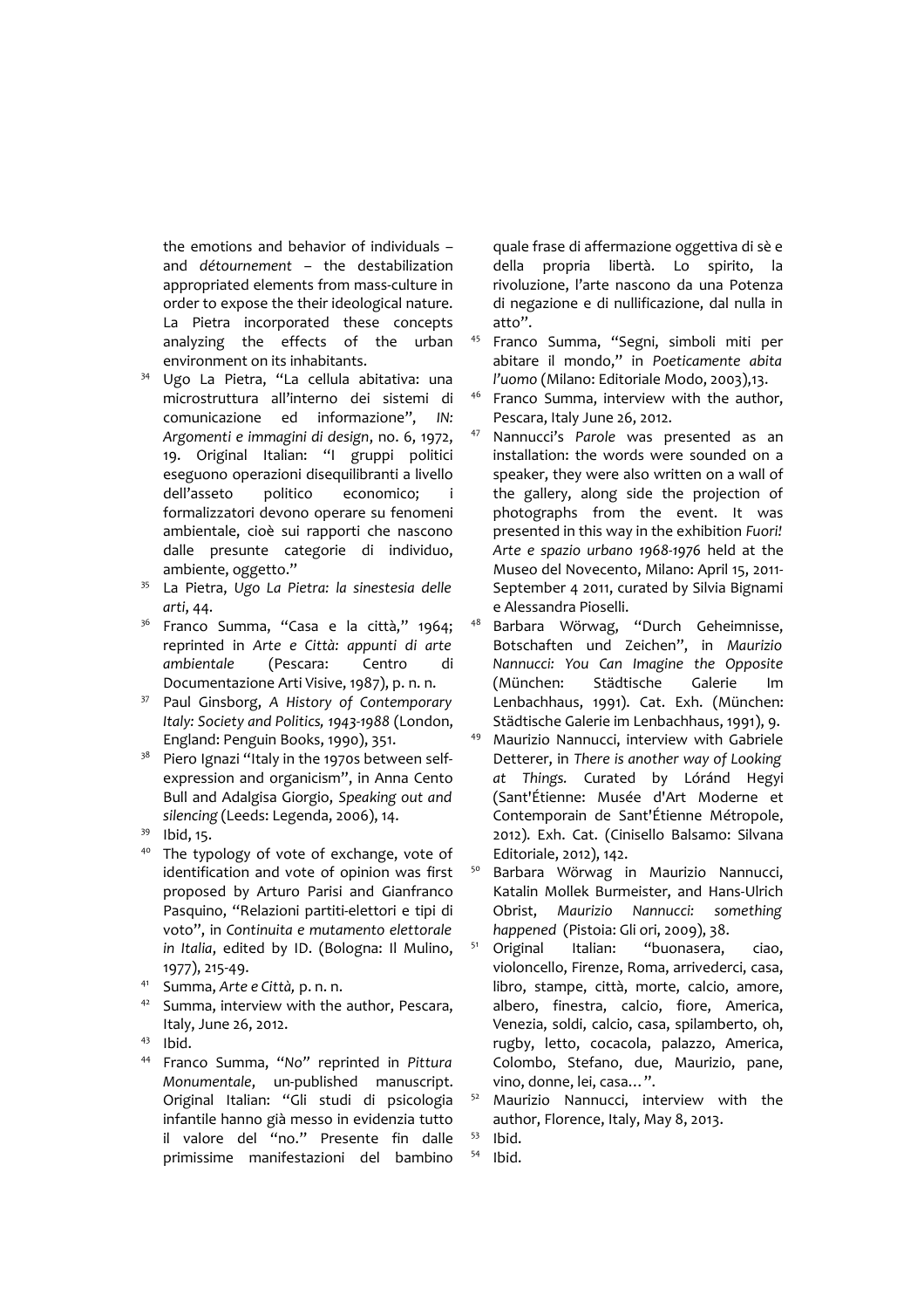the emotions and behavior of individuals – and *détournement* – the destabilization appropriated elements from mass-culture in order to expose the their ideological nature. La Pietra incorporated these concepts analyzing the effects of the urban environment on its inhabitants.

[34] Ugo La Pietra, "La cellula abitativa: una microstruttura all'interno dei sistemi di comunicazione ed informazione", *IN: Argomenti e immagini di design*, no. 6, 1972, 19. Original Italian: "I gruppi politici eseguono operazioni disequilibranti a livello dell'asseto politico economico; i formalizzatori devono operare su fenomeni ambientale, cioè sui rapporti che nascono dalle presunte categorie di individuo, ambiente, oggetto."

[35] La Pietra, *Ugo La Pietra: la sinestesia delle arti*, 44.

[36] Franco Summa, "Casa e la città," 1964; reprinted in *Arte e Città: appunti di arte ambientale* (Pescara: Centro di Documentazione Arti Visive, 1987), p. n. n.

[37] Paul Ginsborg, *A History of Contemporary Italy: Society and Politics, 1943-1988* (London, England: Penguin Books, 1990), 351.

[38] Piero Ignazi "Italy in the 1970s between self-expression and organicism", in Anna Cento Bull and Adalgisa Giorgio, *Speaking out and silencing* (Leeds: Legenda, 2006), 14.

[39] Ibid, 15.

[40] The typology of vote of exchange, vote of identification and vote of opinion was first proposed by Arturo Parisi and Gianfranco Pasquino, "Relazioni partiti-elettori e tipi di voto", in *Continuita e mutamento elettorale in Italia*, edited by ID. (Bologna: Il Mulino, 1977), 215-49.

[41] Summa, *Arte e Città,* p. n. n.

[42] Summa, interview with the author, Pescara, Italy, June 26, 2012.

[43] Ibid.

[44] Franco Summa, "*No*" reprinted in *Pittura Monumentale*, un-published manuscript. Original Italian: "Gli studi di psicologia infantile hanno già messo in evidenzia tutto il valore del "no." Presente fin dalle primissime manifestazioni del bambino quale frase di affermazione oggettiva di sè e della propria libertà. Lo spirito, la rivoluzione, l'arte nascono da una Potenza di negazione e di nullificazione, dal nulla in atto".

[45] Franco Summa, "Segni, simboli miti per abitare il mondo," in *Poeticamente abita l'uomo* (Milano: Editoriale Modo, 2003),13.

[46] Franco Summa, interview with the author, Pescara, Italy June 26, 2012.

[47] Nannucci's *Parole* was presented as an installation: the words were sounded on a speaker, they were also written on a wall of the gallery, along side the projection of photographs from the event. It was presented in this way in the exhibition *Fuori! Arte e spazio urbano 1968-1976* held at the Museo del Novecento, Milano: April 15, 2011-September 4 2011, curated by Silvia Bignami e Alessandra Pioselli.

[48] Barbara Wörwag, "Durch Geheimnisse, Botschaften und Zeichen", in *Maurizio Nannucci: You Can Imagine the Opposite* (München: Städtische Galerie Im Lenbachhaus, 1991). Cat. Exh. (München: Städtische Galerie im Lenbachhaus, 1991), 9.

[49] Maurizio Nannucci, interview with Gabriele Detterer, in *There is another way of Looking at Things.* Curated by Lóránd Hegyi (Sant'Étienne: Musée d'Art Moderne et Contemporain de Sant'Étienne Métropole, 2012). Exh. Cat. (Cinisello Balsamo: Silvana Editoriale, 2012), 142.

[50] Barbara Wörwag in Maurizio Nannucci, Katalin Mollek Burmeister, and Hans-Ulrich Obrist, *Maurizio Nannucci: something happened* (Pistoia: Gli ori, 2009), 38.

[51] Original Italian: "buonasera, ciao, violoncello, Firenze, Roma, arrivederci, casa, libro, stampe, città, morte, calcio, amore, albero, finestra, calcio, fiore, America, Venezia, soldi, calcio, casa, spilamberto, oh, rugby, letto, cocacola, palazzo, America, Colombo, Stefano, due, Maurizio, pane, vino, donne, lei, casa…".

[52] Maurizio Nannucci, interview with the author, Florence, Italy, May 8, 2013.

[53] Ibid.

[54] Ibid.